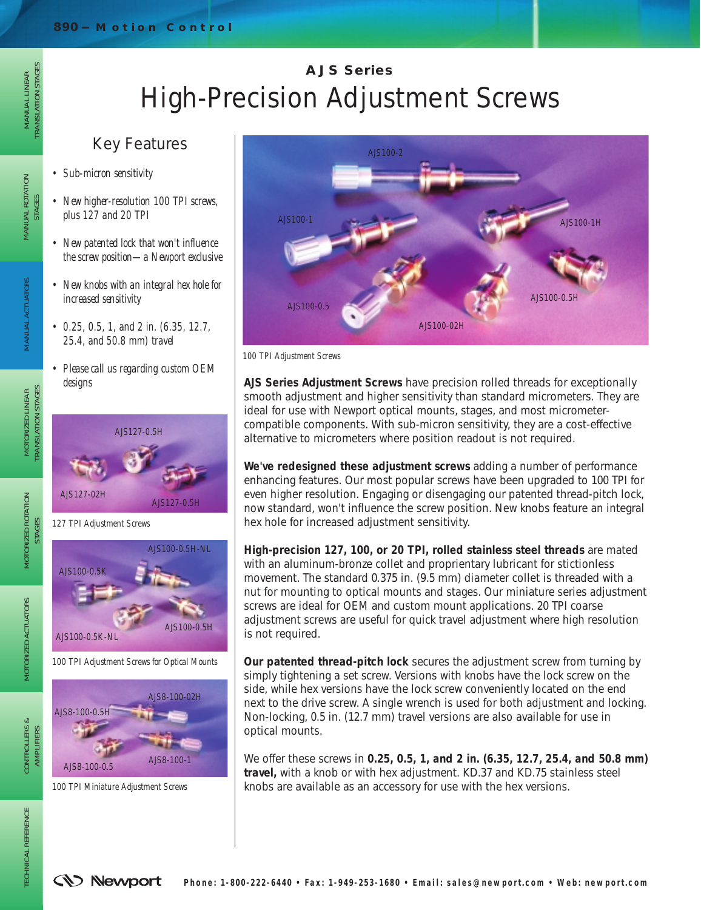## AJS Series

# High-Precision Adjustment Screws

### Key Features

- Sub-micron sensitivity
- New higher-resolution 100 TPI screws, plus 127 and 20 TPI
- New patented lock that won't influence the screw position—a Newport exclusive
- New knobs with an integral hex hole for increased sensitivity
- 0.25, 0.5, 1, and 2 in. (6.35, 12.7, 25.4, and 50.8 mm) travel
- Please call us regarding custom OEM designs

127 TPI Adjustment Screws

100 TPI Adjustment Screws for Optical Mounts

100 TPI Miniature Adjustment Screws

100 TPI Adjustment Screws

**AJS Series Adjustment Screws** have precision rolled threads for exceptionally smooth adjustment and higher sensitivity than standard micrometers. They are ideal for use with Newport optical mounts, stages, and most micrometer-compatible components. With sub-micron sensitivity, they are a cost-effective alternative to micrometers where position readout is not required.

**We've redesigned these adjustment screws** adding a number of performance enhancing features. Our most popular screws have been upgraded to 100 TPI for even higher resolution. Engaging or disengaging our patented thread-pitch lock, now standard, won't influence the screw position. New knobs feature an integral hex hole for increased adjustment sensitivity.

**High-precision 127, 100, or 20 TPI, rolled stainless steel threads** are mated with an aluminum-bronze collet and proprietary lubricant for stictionless movement. The standard 0.375 in. (9.5 mm) diameter collet is threaded with a nut for mounting to optical mounts and stages. Our miniature series adjustment screws are ideal for OEM and custom mount applications. 20 TPI coarse adjustment screws are useful for quick travel adjustment where high resolution is not required.

**Our patented thread-pitch lock** secures the adjustment screw from turning by simply tightening a set screw. Versions with knobs have the lock screw on the side, while hex versions have the lock screw conveniently located on the end next to the drive screw. A single wrench is used for both adjustment and locking. Non-locking, 0.5 in. (12.7 mm) travel versions are also available for use in optical mounts.

We offer these screws in **0.25, 0.5, 1, and 2 in. (6.35, 12.7, 25.4, and 50.8 mm) travel,** with a knob or with hex adjustment. KD.37 and KD.75 stainless steel knobs are available as an accessory for use with the hex versions.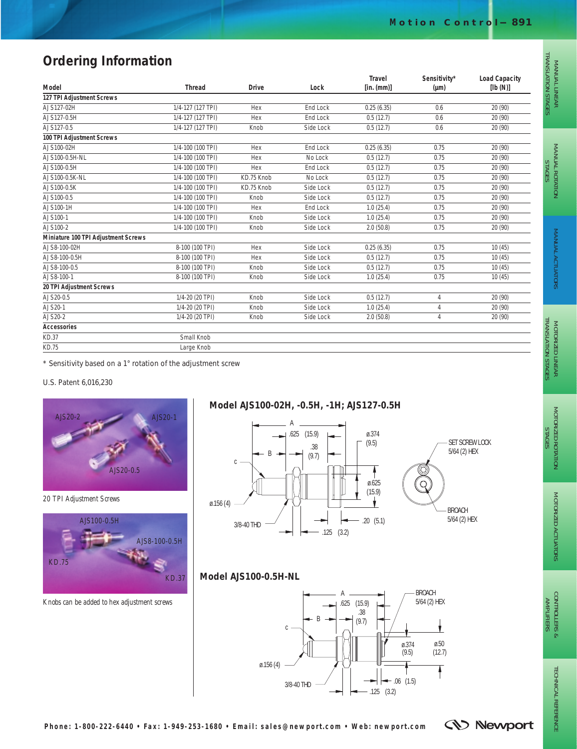## Ordering Information

| Model | Thread | Drive | Lock | Travel [in. (mm)] | Sensitivity* (µm) | Load Capacity [lb (N)] |
|---|---|---|---|---|---|---|
| **127 TPI Adjustment Screws** | | | | | | |
| AJS127-02H | 1/4-127 (127 TPI) | Hex | End Lock | 0.25 (6.35) | 0.6 | 20 (90) |
| AJS127-0.5H | 1/4-127 (127 TPI) | Hex | End Lock | 0.5 (12.7) | 0.6 | 20 (90) |
| AJS127-0.5 | 1/4-127 (127 TPI) | Knob | Side Lock | 0.5 (12.7) | 0.6 | 20 (90) |
| **100 TPI Adjustment Screws** | | | | | | |
| AJS100-02H | 1/4-100 (100 TPI) | Hex | End Lock | 0.25 (6.35) | 0.75 | 20 (90) |
| AJS100-0.5H-NL | 1/4-100 (100 TPI) | Hex | No Lock | 0.5 (12.7) | 0.75 | 20 (90) |
| AJS100-0.5H | 1/4-100 (100 TPI) | Hex | End Lock | 0.5 (12.7) | 0.75 | 20 (90) |
| AJS100-0.5K-NL | 1/4-100 (100 TPI) | KD.75 Knob | No Lock | 0.5 (12.7) | 0.75 | 20 (90) |
| AJS100-0.5K | 1/4-100 (100 TPI) | KD.75 Knob | Side Lock | 0.5 (12.7) | 0.75 | 20 (90) |
| AJS100-0.5 | 1/4-100 (100 TPI) | Knob | Side Lock | 0.5 (12.7) | 0.75 | 20 (90) |
| AJS100-1H | 1/4-100 (100 TPI) | Hex | End Lock | 1.0 (25.4) | 0.75 | 20 (90) |
| AJS100-1 | 1/4-100 (100 TPI) | Knob | Side Lock | 1.0 (25.4) | 0.75 | 20 (90) |
| AJS100-2 | 1/4-100 (100 TPI) | Knob | Side Lock | 2.0 (50.8) | 0.75 | 20 (90) |
| **Miniature 100 TPI Adjustment Screws** | | | | | | |
| AJS8-100-02H | 8-100 (100 TPI) | Hex | Side Lock | 0.25 (6.35) | 0.75 | 10 (45) |
| AJS8-100-0.5H | 8-100 (100 TPI) | Hex | Side Lock | 0.5 (12.7) | 0.75 | 10 (45) |
| AJS8-100-0.5 | 8-100 (100 TPI) | Knob | Side Lock | 0.5 (12.7) | 0.75 | 10 (45) |
| AJS8-100-1 | 8-100 (100 TPI) | Knob | Side Lock | 1.0 (25.4) | 0.75 | 10 (45) |
| **20 TPI Adjustment Screws** | | | | | | |
| AJS20-0.5 | 1/4-20 (20 TPI) | Knob | Side Lock | 0.5 (12.7) | 4 | 20 (90) |
| AJS20-1 | 1/4-20 (20 TPI) | Knob | Side Lock | 1.0 (25.4) | 4 | 20 (90) |
| AJS20-2 | 1/4-20 (20 TPI) | Knob | Side Lock | 2.0 (50.8) | 4 | 20 (90) |
| **Accessories** | | | | | | |
| KD.37 | Small Knob | | | | | |
| KD.75 | Large Knob | | | | | |

\* Sensitivity based on a 1° rotation of the adjustment screw

U.S. Patent 6,016,230

20 TPI Adjustment Screws

Knobs can be added to hex adjustment screws

### Model AJS100-02H, -0.5H, -1H; AJS127-0.5H

### Model AJS100-0.5H-NL

Phone: 1-800-222-6440 • Fax: 1-949-253-1680 • Email: sales@newport.com • Web: newport.com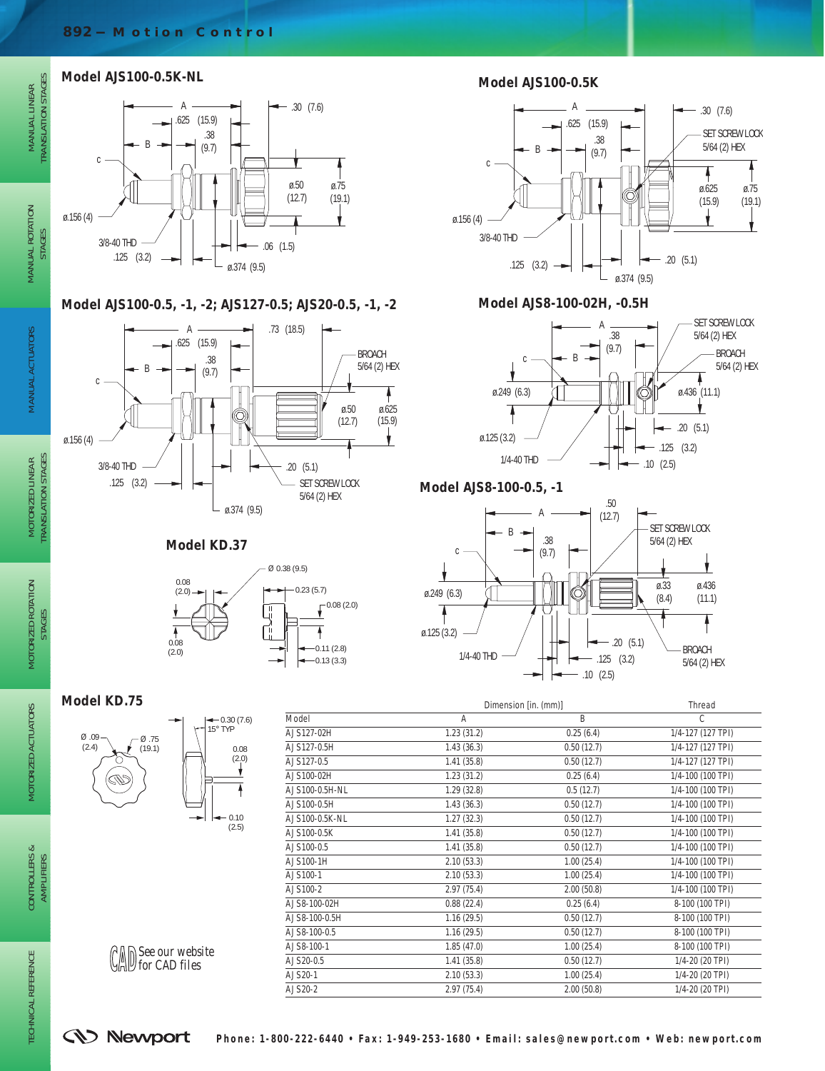## Model AJS100-0.5K-NL

A
.625 (15.9)
.38 (9.7)
B
C
.30 (7.6)
ø.50 (12.7)
ø.75 (19.1)
ø.156 (4)
3/8-40 THD
.125 (3.2)
.06 (1.5)
ø.374 (9.5)

## Model AJS100-0.5K

A
.625 (15.9)
.38 (9.7)
B
C
.30 (7.6)
SET SCREW LOCK 5/64 (2) HEX
ø.625 (15.9)
ø.75 (19.1)
ø.156 (4)
3/8-40 THD
.125 (3.2)
.20 (5.1)
ø.374 (9.5)

## Model AJS100-0.5, -1, -2; AJS127-0.5; AJS20-0.5, -1, -2

A
.625 (15.9)
.38 (9.7)
B
C
.73 (18.5)
BROACH 5/64 (2) HEX
ø.50 (12.7)
ø.625 (15.9)
ø.156 (4)
3/8-40 THD
.125 (3.2)
.20 (5.1)
SET SCREW LOCK 5/64 (2) HEX
ø.374 (9.5)

## Model AJS8-100-02H, -0.5H

A
.38 (9.7)
B
C
SET SCREW LOCK 5/64 (2) HEX
BROACH 5/64 (2) HEX
ø.249 (6.3)
ø.436 (11.1)
ø.125 (3.2)
1/4-40 THD
.20 (5.1)
.125 (3.2)
.10 (2.5)

## Model KD.37

Ø 0.38 (9.5)
0.08 (2.0)
0.23 (5.7)
0.08 (2.0)
0.08 (2.0)
0.11 (2.8)
0.13 (3.3)

## Model AJS8-100-0.5, -1

A
.50 (12.7)
B
.38 (9.7)
C
SET SCREW LOCK 5/64 (2) HEX
ø.249 (6.3)
ø.33 (8.4)
ø.436 (11.1)
ø.125 (3.2)
1/4-40 THD
.20 (5.1)
.125 (3.2)
.10 (2.5)
BROACH 5/64 (2) HEX

## Model KD.75

Ø .09 (2.4)
Ø .75 (19.1)
0.30 (7.6)
15° TYP
0.08 (2.0)
0.10 (2.5)

| | Dimension [in. (mm)] | | Thread |
|---|---|---|---|
| Model | A | B | C |
| AJS127-02H | 1.23 (31.2) | 0.25 (6.4) | 1/4-127 (127 TPI) |
| AJS127-0.5H | 1.43 (36.3) | 0.50 (12.7) | 1/4-127 (127 TPI) |
| AJS127-0.5 | 1.41 (35.8) | 0.50 (12.7) | 1/4-127 (127 TPI) |
| AJS100-02H | 1.23 (31.2) | 0.25 (6.4) | 1/4-100 (100 TPI) |
| AJS100-0.5H-NL | 1.29 (32.8) | 0.5 (12.7) | 1/4-100 (100 TPI) |
| AJS100-0.5H | 1.43 (36.3) | 0.50 (12.7) | 1/4-100 (100 TPI) |
| AJS100-0.5K-NL | 1.27 (32.3) | 0.50 (12.7) | 1/4-100 (100 TPI) |
| AJS100-0.5K | 1.41 (35.8) | 0.50 (12.7) | 1/4-100 (100 TPI) |
| AJS100-0.5 | 1.41 (35.8) | 0.50 (12.7) | 1/4-100 (100 TPI) |
| AJS100-1H | 2.10 (53.3) | 1.00 (25.4) | 1/4-100 (100 TPI) |
| AJS100-1 | 2.10 (53.3) | 1.00 (25.4) | 1/4-100 (100 TPI) |
| AJS100-2 | 2.97 (75.4) | 2.00 (50.8) | 1/4-100 (100 TPI) |
| AJS8-100-02H | 0.88 (22.4) | 0.25 (6.4) | 8-100 (100 TPI) |
| AJS8-100-0.5H | 1.16 (29.5) | 0.50 (12.7) | 8-100 (100 TPI) |
| AJS8-100-0.5 | 1.16 (29.5) | 0.50 (12.7) | 8-100 (100 TPI) |
| AJS8-100-1 | 1.85 (47.0) | 1.00 (25.4) | 8-100 (100 TPI) |
| AJS20-0.5 | 1.41 (35.8) | 0.50 (12.7) | 1/4-20 (20 TPI) |
| AJS20-1 | 2.10 (53.3) | 1.00 (25.4) | 1/4-20 (20 TPI) |
| AJS20-2 | 2.97 (75.4) | 2.00 (50.8) | 1/4-20 (20 TPI) |

CAD See our website for CAD files